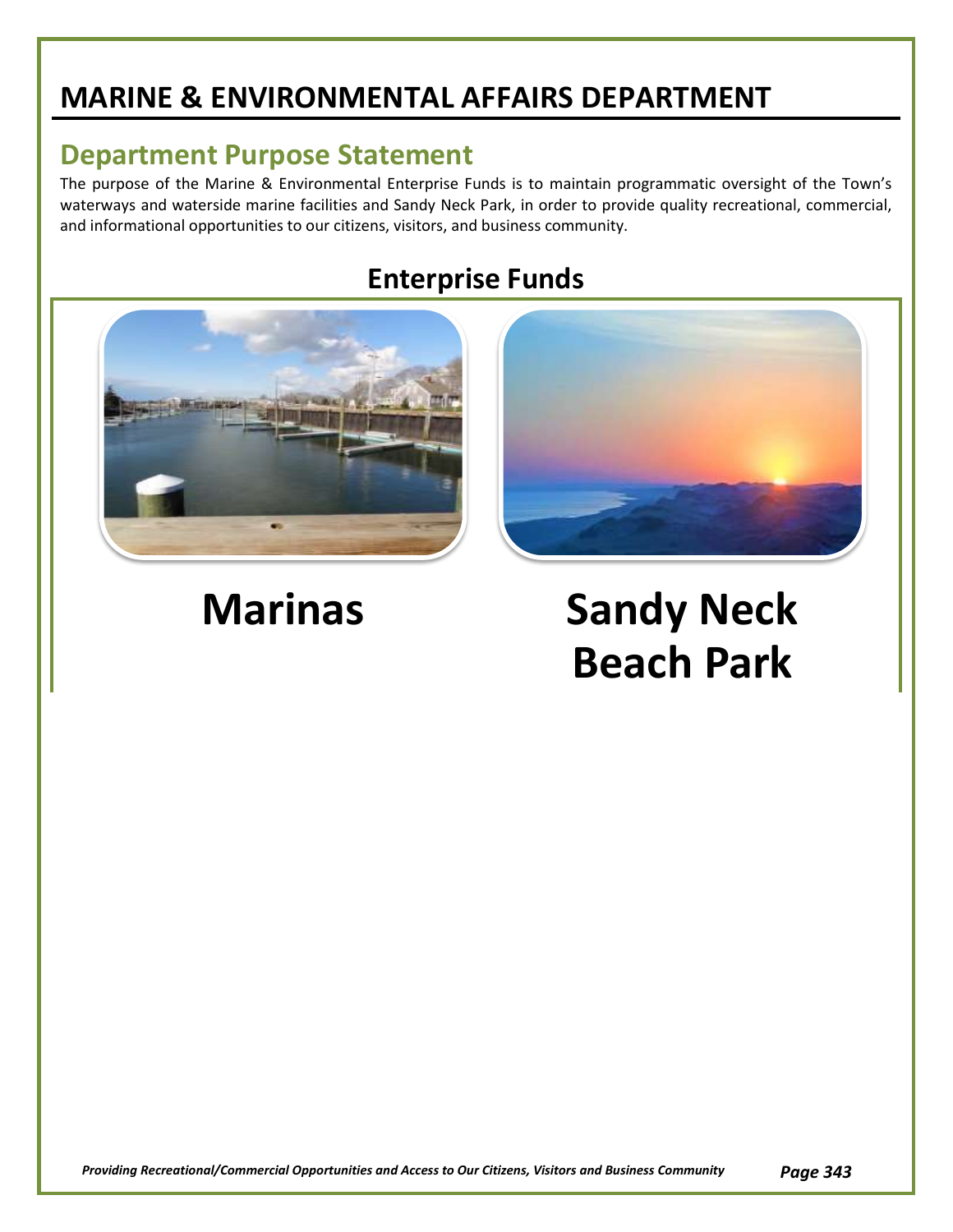# MARINE & ENVIRONMENTAL AFFAIRS DEPARTMENT

## Department Purpose Statement

The purpose of the Marine & Environmental Enterprise Funds is to maintain programmatic oversight of the Town's waterways and waterside marine facilities and Sandy Neck Park, in order to provide quality recreational, commercial, and informational opportunities to our citizens, visitors, and business community.

## Enterprise Funds

**Marinas**

**Sandy Neck Beach Park**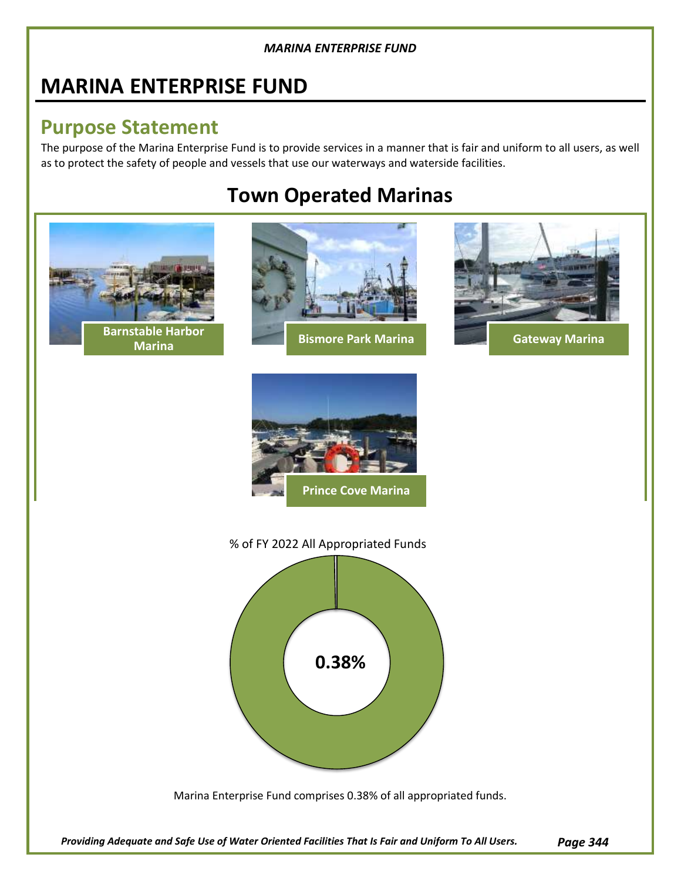# MARINA ENTERPRISE FUND

## Purpose Statement

The purpose of the Marina Enterprise Fund is to provide services in a manner that is fair and uniform to all users, as well as to protect the safety of people and vessels that use our waterways and waterside facilities.

## Town Operated Marinas

**Barnstable Harbor Marina**

**Bismore Park Marina**

**Gateway Marina**

**Prince Cove Marina**

% of FY 2022 All Appropriated Funds

**0.38%**

Marina Enterprise Fund comprises 0.38% of all appropriated funds.

*Providing Adequate and Safe Use of Water Oriented Facilities That Is Fair and Uniform To All Users.*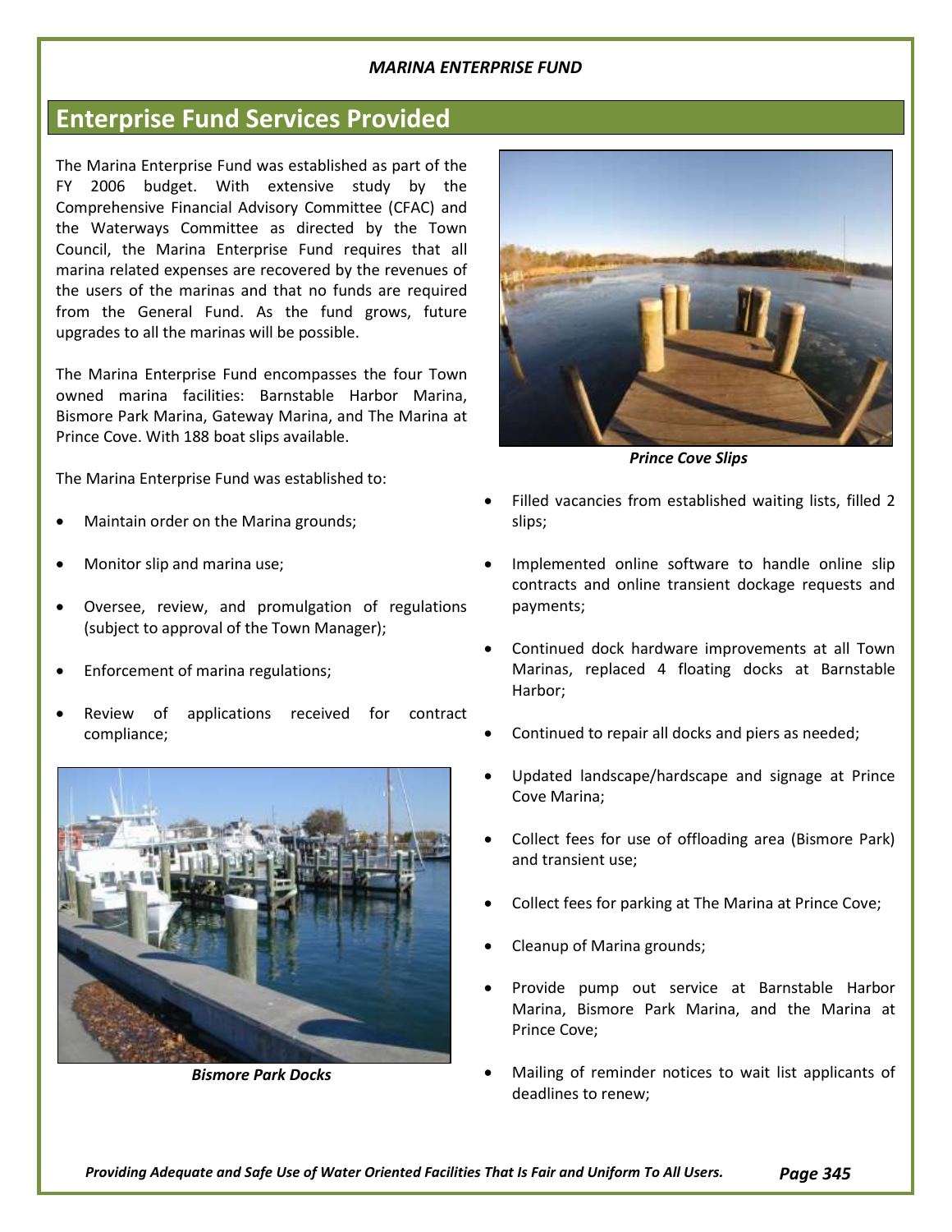## Enterprise Fund Services Provided

The Marina Enterprise Fund was established as part of the FY 2006 budget. With extensive study by the Comprehensive Financial Advisory Committee (CFAC) and the Waterways Committee as directed by the Town Council, the Marina Enterprise Fund requires that all marina related expenses are recovered by the revenues of the users of the marinas and that no funds are required from the General Fund. As the fund grows, future upgrades to all the marinas will be possible.

The Marina Enterprise Fund encompasses the four Town owned marina facilities: Barnstable Harbor Marina, Bismore Park Marina, Gateway Marina, and The Marina at Prince Cove. With 188 boat slips available.

The Marina Enterprise Fund was established to:

- Maintain order on the Marina grounds;
- Monitor slip and marina use;
- Oversee, review, and promulgation of regulations (subject to approval of the Town Manager);
- Enforcement of marina regulations;
- Review of applications received for contract compliance;

***Bismore Park Docks***

***Prince Cove Slips***

- Filled vacancies from established waiting lists, filled 2 slips;
- Implemented online software to handle online slip contracts and online transient dockage requests and payments;
- Continued dock hardware improvements at all Town Marinas, replaced 4 floating docks at Barnstable Harbor;
- Continued to repair all docks and piers as needed;
- Updated landscape/hardscape and signage at Prince Cove Marina;
- Collect fees for use of offloading area (Bismore Park) and transient use;
- Collect fees for parking at The Marina at Prince Cove;
- Cleanup of Marina grounds;
- Provide pump out service at Barnstable Harbor Marina, Bismore Park Marina, and the Marina at Prince Cove;
- Mailing of reminder notices to wait list applicants of deadlines to renew;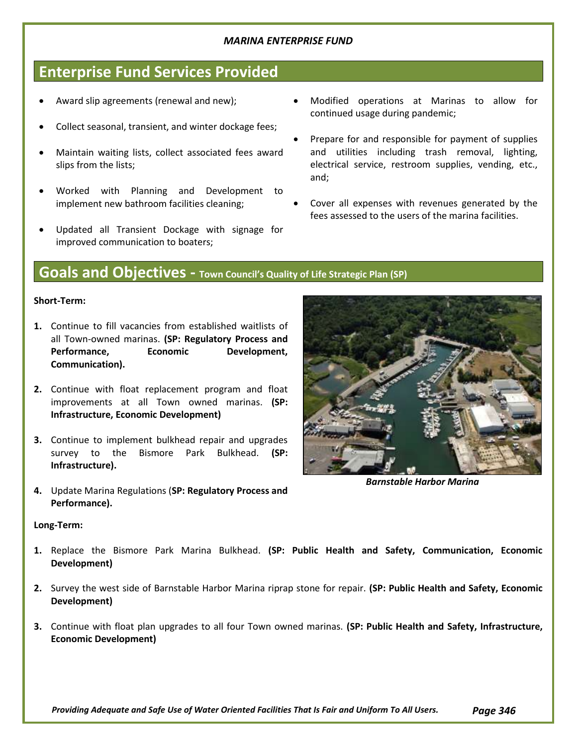*MARINA ENTERPRISE FUND*

## Enterprise Fund Services Provided

- Award slip agreements (renewal and new);
- Collect seasonal, transient, and winter dockage fees;
- Maintain waiting lists, collect associated fees award slips from the lists;
- Worked with Planning and Development to implement new bathroom facilities cleaning;
- Updated all Transient Dockage with signage for improved communication to boaters;
- Modified operations at Marinas to allow for continued usage during pandemic;
- Prepare for and responsible for payment of supplies and utilities including trash removal, lighting, electrical service, restroom supplies, vending, etc., and;
- Cover all expenses with revenues generated by the fees assessed to the users of the marina facilities.

## Goals and Objectives - Town Council's Quality of Life Strategic Plan (SP)

**Short-Term:**

1. Continue to fill vacancies from established waitlists of all Town-owned marinas. **(SP: Regulatory Process and Performance, Economic Development, Communication).**
2. Continue with float replacement program and float improvements at all Town owned marinas. **(SP: Infrastructure, Economic Development)**
3. Continue to implement bulkhead repair and upgrades survey to the Bismore Park Bulkhead. **(SP: Infrastructure).**
4. Update Marina Regulations (**SP: Regulatory Process and Performance).**

*Barnstable Harbor Marina*

**Long-Term:**

1. Replace the Bismore Park Marina Bulkhead. **(SP: Public Health and Safety, Communication, Economic Development)**
2. Survey the west side of Barnstable Harbor Marina riprap stone for repair. **(SP: Public Health and Safety, Economic Development)**
3. Continue with float plan upgrades to all four Town owned marinas. **(SP: Public Health and Safety, Infrastructure, Economic Development)**

***Providing Adequate and Safe Use of Water Oriented Facilities That Is Fair and Uniform To All Users.***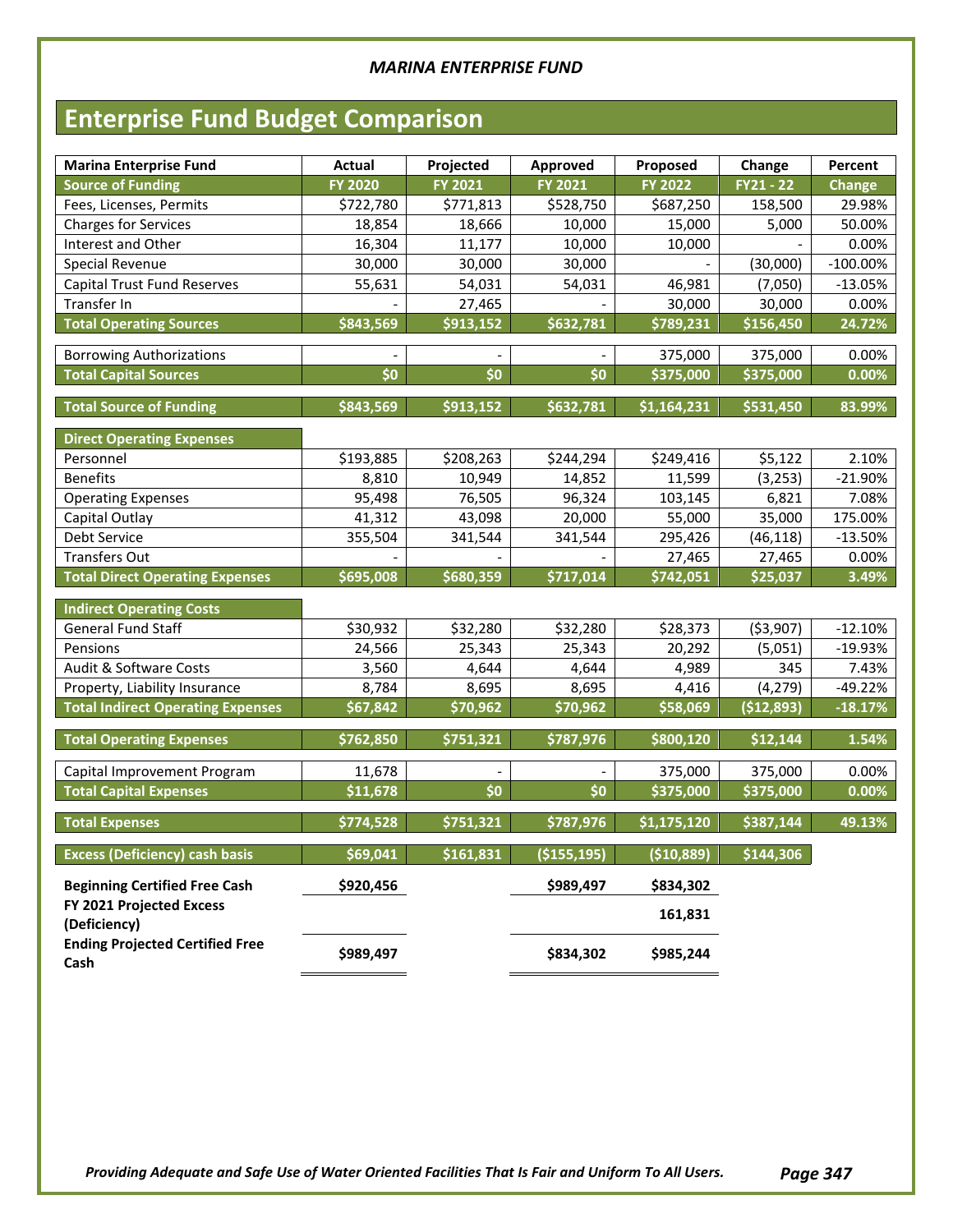*MARINA ENTERPRISE FUND*

# Enterprise Fund Budget Comparison

| Marina Enterprise Fund | Actual | Projected | Approved | Proposed | Change | Percent |
|---|---|---|---|---|---|---|
| **Source of Funding** | **FY 2020** | **FY 2021** | **FY 2021** | **FY 2022** | **FY21 - 22** | **Change** |
| Fees, Licenses, Permits | $722,780 | $771,813 | $528,750 | $687,250 | 158,500 | 29.98% |
| Charges for Services | 18,854 | 18,666 | 10,000 | 15,000 | 5,000 | 50.00% |
| Interest and Other | 16,304 | 11,177 | 10,000 | 10,000 | - | 0.00% |
| Special Revenue | 30,000 | 30,000 | 30,000 | - | (30,000) | -100.00% |
| Capital Trust Fund Reserves | 55,631 | 54,031 | 54,031 | 46,981 | (7,050) | -13.05% |
| Transfer In | - | 27,465 | - | 30,000 | 30,000 | 0.00% |
| **Total Operating Sources** | **$843,569** | **$913,152** | **$632,781** | **$789,231** | **$156,450** | **24.72%** |
| Borrowing Authorizations | - | - | - | 375,000 | 375,000 | 0.00% |
| **Total Capital Sources** | **$0** | **$0** | **$0** | **$375,000** | **$375,000** | **0.00%** |
| **Total Source of Funding** | **$843,569** | **$913,152** | **$632,781** | **$1,164,231** | **$531,450** | **83.99%** |
| **Direct Operating Expenses** | | | | | | |
| Personnel | $193,885 | $208,263 | $244,294 | $249,416 | $5,122 | 2.10% |
| Benefits | 8,810 | 10,949 | 14,852 | 11,599 | (3,253) | -21.90% |
| Operating Expenses | 95,498 | 76,505 | 96,324 | 103,145 | 6,821 | 7.08% |
| Capital Outlay | 41,312 | 43,098 | 20,000 | 55,000 | 35,000 | 175.00% |
| Debt Service | 355,504 | 341,544 | 341,544 | 295,426 | (46,118) | -13.50% |
| Transfers Out | - | - | - | 27,465 | 27,465 | 0.00% |
| **Total Direct Operating Expenses** | **$695,008** | **$680,359** | **$717,014** | **$742,051** | **$25,037** | **3.49%** |
| **Indirect Operating Costs** | | | | | | |
| General Fund Staff | $30,932 | $32,280 | $32,280 | $28,373 | ($3,907) | -12.10% |
| Pensions | 24,566 | 25,343 | 25,343 | 20,292 | (5,051) | -19.93% |
| Audit & Software Costs | 3,560 | 4,644 | 4,644 | 4,989 | 345 | 7.43% |
| Property, Liability Insurance | 8,784 | 8,695 | 8,695 | 4,416 | (4,279) | -49.22% |
| **Total Indirect Operating Expenses** | **$67,842** | **$70,962** | **$70,962** | **$58,069** | **($12,893)** | **-18.17%** |
| **Total Operating Expenses** | **$762,850** | **$751,321** | **$787,976** | **$800,120** | **$12,144** | **1.54%** |
| Capital Improvement Program | 11,678 | - | - | 375,000 | 375,000 | 0.00% |
| **Total Capital Expenses** | **$11,678** | **$0** | **$0** | **$375,000** | **$375,000** | **0.00%** |
| **Total Expenses** | **$774,528** | **$751,321** | **$787,976** | **$1,175,120** | **$387,144** | **49.13%** |
| **Excess (Deficiency) cash basis** | **$69,041** | **$161,831** | **($155,195)** | **($10,889)** | **$144,306** | |
| **Beginning Certified Free Cash** | **$920,456** | | **$989,497** | **$834,302** | | |
| **FY 2021 Projected Excess (Deficiency)** | | | | **161,831** | | |
| **Ending Projected Certified Free Cash** | **$989,497** | | **$834,302** | **$985,244** | | |

*Providing Adequate and Safe Use of Water Oriented Facilities That Is Fair and Uniform To All Users.*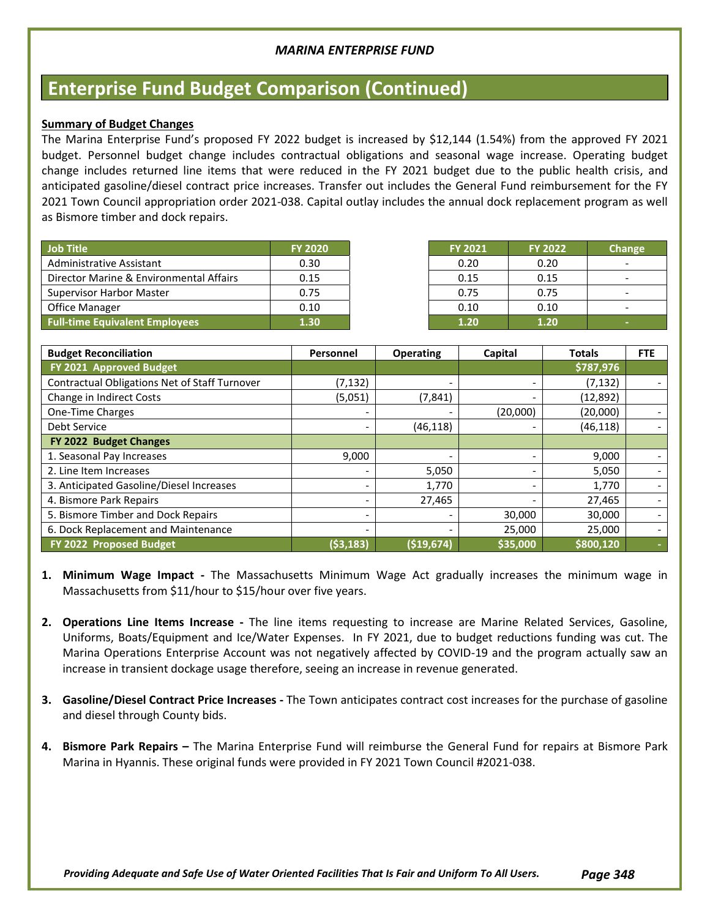*MARINA ENTERPRISE FUND*

# Enterprise Fund Budget Comparison (Continued)

**Summary of Budget Changes**

The Marina Enterprise Fund's proposed FY 2022 budget is increased by $12,144 (1.54%) from the approved FY 2021 budget. Personnel budget change includes contractual obligations and seasonal wage increase. Operating budget change includes returned line items that were reduced in the FY 2021 budget due to the public health crisis, and anticipated gasoline/diesel contract price increases. Transfer out includes the General Fund reimbursement for the FY 2021 Town Council appropriation order 2021-038. Capital outlay includes the annual dock replacement program as well as Bismore timber and dock repairs.

| Job Title | FY 2020 | FY 2021 | FY 2022 | Change |
|---|---|---|---|---|
| Administrative Assistant | 0.30 | 0.20 | 0.20 | - |
| Director Marine & Environmental Affairs | 0.15 | 0.15 | 0.15 | - |
| Supervisor Harbor Master | 0.75 | 0.75 | 0.75 | - |
| Office Manager | 0.10 | 0.10 | 0.10 | - |
| **Full-time Equivalent Employees** | **1.30** | **1.20** | **1.20** | **-** |

| Budget Reconciliation | Personnel | Operating | Capital | Totals | FTE |
|---|---|---|---|---|---|
| **FY 2021 Approved Budget** | | | | **$787,976** | |
| Contractual Obligations Net of Staff Turnover | (7,132) | - | - | (7,132) | - |
| Change in Indirect Costs | (5,051) | (7,841) | - | (12,892) | |
| One-Time Charges | - | - | (20,000) | (20,000) | - |
| Debt Service | - | (46,118) | - | (46,118) | - |
| **FY 2022 Budget Changes** | | | | | |
| 1. Seasonal Pay Increases | 9,000 | - | - | 9,000 | - |
| 2. Line Item Increases | - | 5,050 | - | 5,050 | - |
| 3. Anticipated Gasoline/Diesel Increases | - | 1,770 | - | 1,770 | - |
| 4. Bismore Park Repairs | - | 27,465 | - | 27,465 | - |
| 5. Bismore Timber and Dock Repairs | - | - | 30,000 | 30,000 | - |
| 6. Dock Replacement and Maintenance | - | - | 25,000 | 25,000 | - |
| **FY 2022 Proposed Budget** | **($3,183)** | **($19,674)** | **$35,000** | **$800,120** | **-** |

1. **Minimum Wage Impact -** The Massachusetts Minimum Wage Act gradually increases the minimum wage in Massachusetts from $11/hour to $15/hour over five years.

2. **Operations Line Items Increase -** The line items requesting to increase are Marine Related Services, Gasoline, Uniforms, Boats/Equipment and Ice/Water Expenses. In FY 2021, due to budget reductions funding was cut. The Marina Operations Enterprise Account was not negatively affected by COVID-19 and the program actually saw an increase in transient dockage usage therefore, seeing an increase in revenue generated.

3. **Gasoline/Diesel Contract Price Increases -** The Town anticipates contract cost increases for the purchase of gasoline and diesel through County bids.

4. **Bismore Park Repairs –** The Marina Enterprise Fund will reimburse the General Fund for repairs at Bismore Park Marina in Hyannis. These original funds were provided in FY 2021 Town Council #2021-038.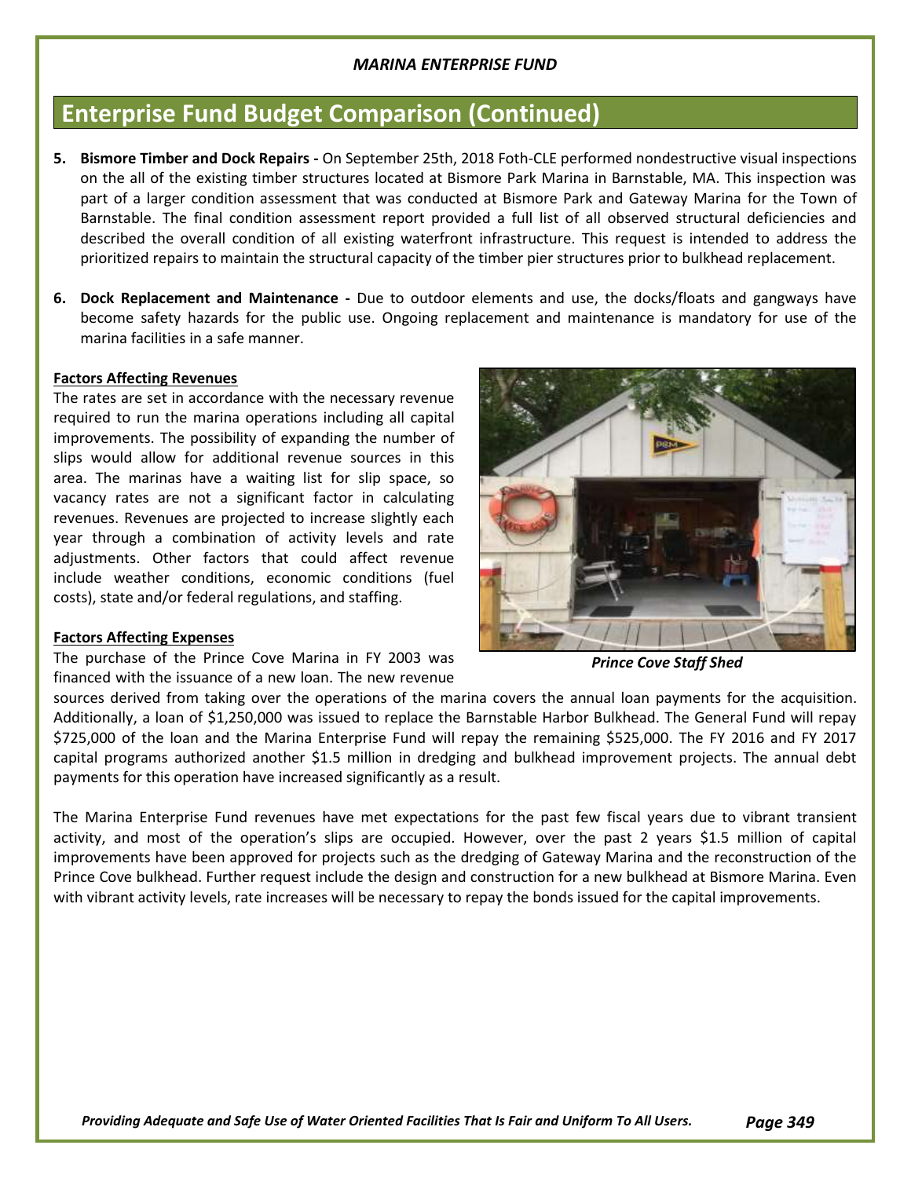# Enterprise Fund Budget Comparison (Continued)

5. **Bismore Timber and Dock Repairs -** On September 25th, 2018 Foth-CLE performed nondestructive visual inspections on the all of the existing timber structures located at Bismore Park Marina in Barnstable, MA. This inspection was part of a larger condition assessment that was conducted at Bismore Park and Gateway Marina for the Town of Barnstable. The final condition assessment report provided a full list of all observed structural deficiencies and described the overall condition of all existing waterfront infrastructure. This request is intended to address the prioritized repairs to maintain the structural capacity of the timber pier structures prior to bulkhead replacement.

6. **Dock Replacement and Maintenance -** Due to outdoor elements and use, the docks/floats and gangways have become safety hazards for the public use. Ongoing replacement and maintenance is mandatory for use of the marina facilities in a safe manner.

**Factors Affecting Revenues**

The rates are set in accordance with the necessary revenue required to run the marina operations including all capital improvements. The possibility of expanding the number of slips would allow for additional revenue sources in this area. The marinas have a waiting list for slip space, so vacancy rates are not a significant factor in calculating revenues. Revenues are projected to increase slightly each year through a combination of activity levels and rate adjustments. Other factors that could affect revenue include weather conditions, economic conditions (fuel costs), state and/or federal regulations, and staffing.

***Prince Cove Staff Shed***

**Factors Affecting Expenses**

The purchase of the Prince Cove Marina in FY 2003 was financed with the issuance of a new loan. The new revenue sources derived from taking over the operations of the marina covers the annual loan payments for the acquisition. Additionally, a loan of $1,250,000 was issued to replace the Barnstable Harbor Bulkhead. The General Fund will repay $725,000 of the loan and the Marina Enterprise Fund will repay the remaining $525,000. The FY 2016 and FY 2017 capital programs authorized another $1.5 million in dredging and bulkhead improvement projects. The annual debt payments for this operation have increased significantly as a result.

The Marina Enterprise Fund revenues have met expectations for the past few fiscal years due to vibrant transient activity, and most of the operation's slips are occupied. However, over the past 2 years $1.5 million of capital improvements have been approved for projects such as the dredging of Gateway Marina and the reconstruction of the Prince Cove bulkhead. Further request include the design and construction for a new bulkhead at Bismore Marina. Even with vibrant activity levels, rate increases will be necessary to repay the bonds issued for the capital improvements.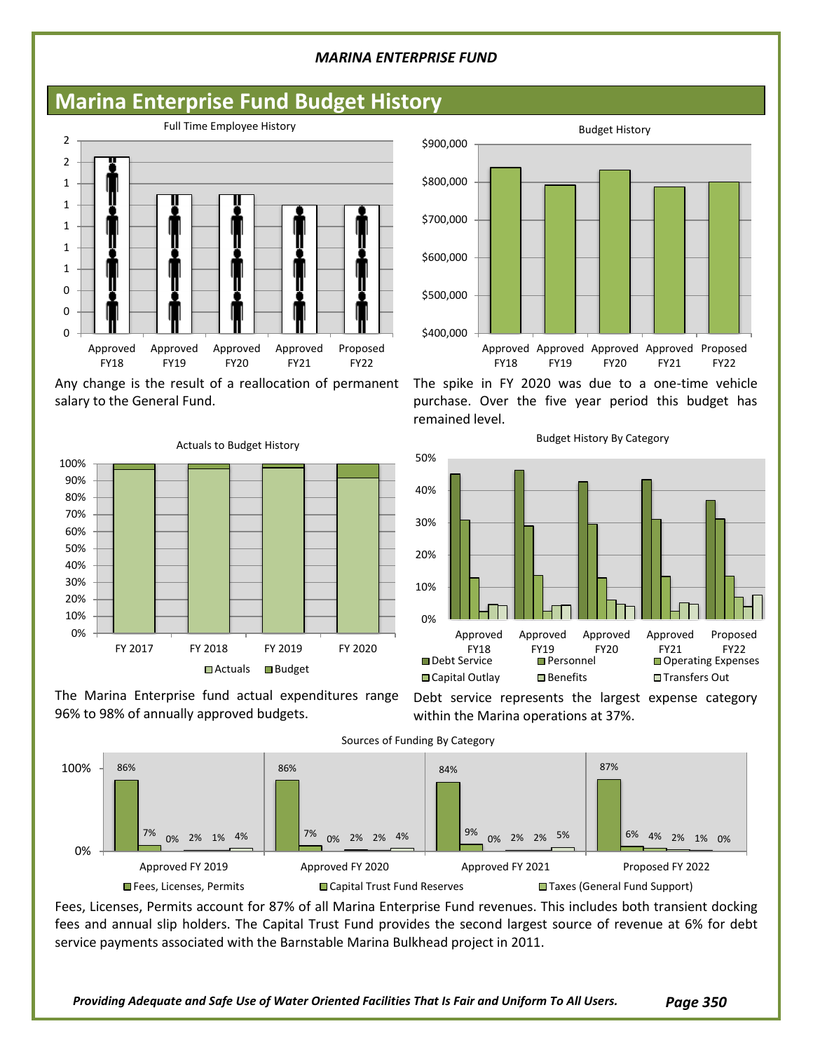## Marina Enterprise Fund Budget History

Any change is the result of a reallocation of permanent salary to the General Fund.

The spike in FY 2020 was due to a one-time vehicle purchase. Over the five year period this budget has remained level.

The Marina Enterprise fund actual expenditures range 96% to 98% of annually approved budgets.

Debt service represents the largest expense category within the Marina operations at 37%.

Fees, Licenses, Permits account for 87% of all Marina Enterprise Fund revenues. This includes both transient docking fees and annual slip holders. The Capital Trust Fund provides the second largest source of revenue at 6% for debt service payments associated with the Barnstable Marina Bulkhead project in 2011.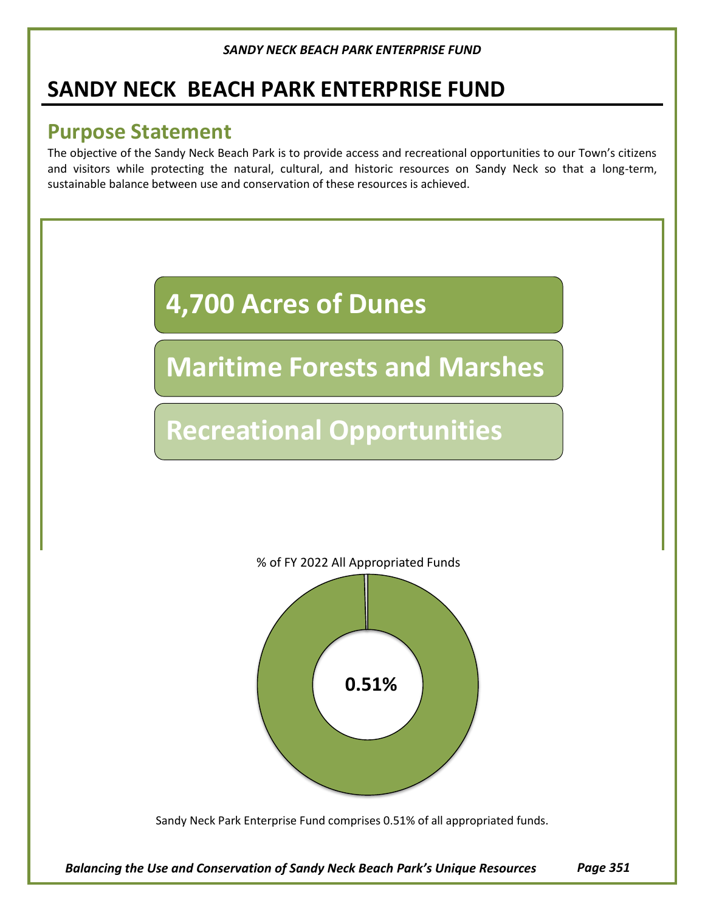# SANDY NECK BEACH PARK ENTERPRISE FUND

## Purpose Statement

The objective of the Sandy Neck Beach Park is to provide access and recreational opportunities to our Town's citizens and visitors while protecting the natural, cultural, and historic resources on Sandy Neck so that a long-term, sustainable balance between use and conservation of these resources is achieved.

**4,700 Acres of Dunes**

**Maritime Forests and Marshes**

**Recreational Opportunities**

% of FY 2022 All Appropriated Funds

**0.51%**

Sandy Neck Park Enterprise Fund comprises 0.51% of all appropriated funds.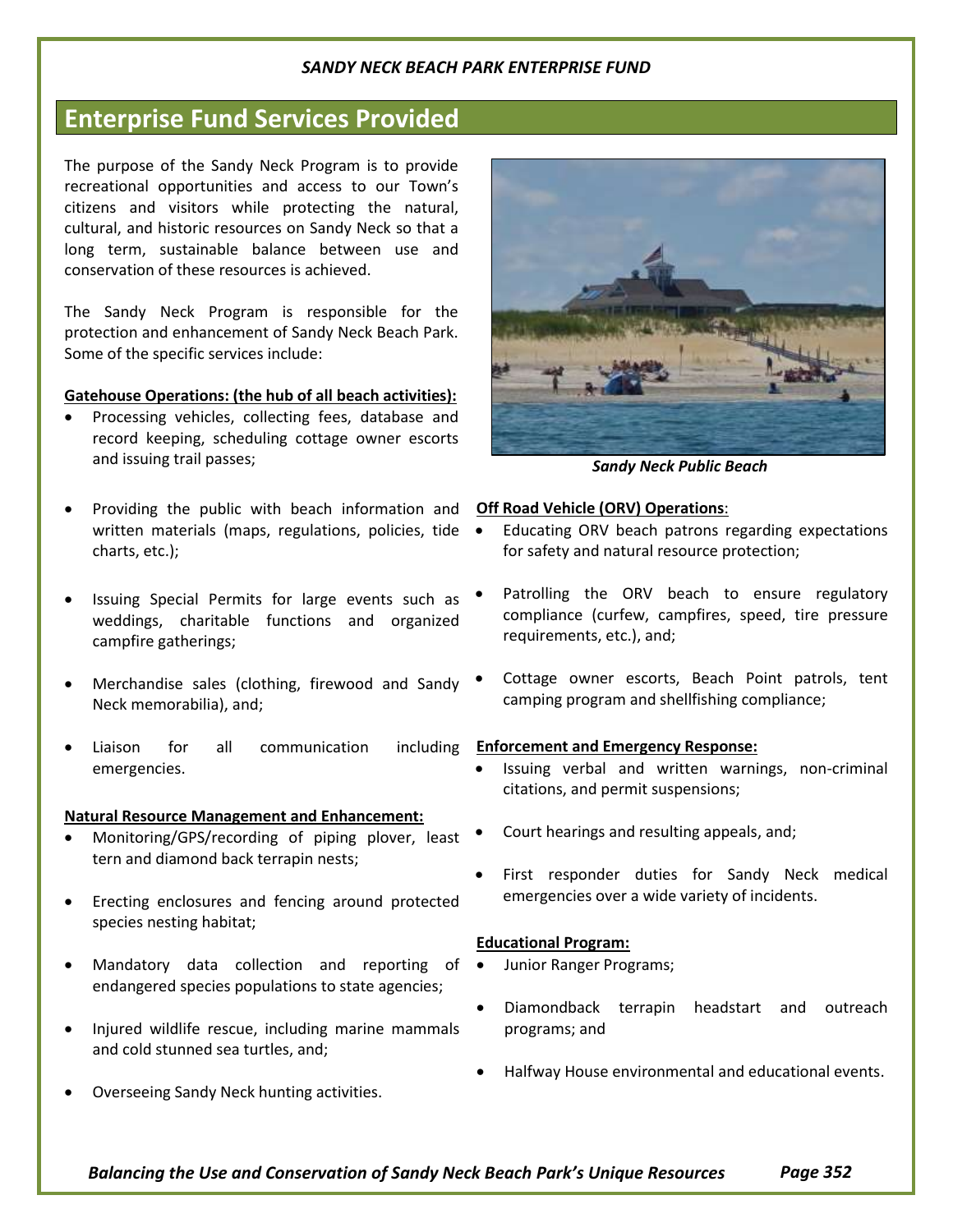## Enterprise Fund Services Provided

The purpose of the Sandy Neck Program is to provide recreational opportunities and access to our Town's citizens and visitors while protecting the natural, cultural, and historic resources on Sandy Neck so that a long term, sustainable balance between use and conservation of these resources is achieved.

The Sandy Neck Program is responsible for the protection and enhancement of Sandy Neck Beach Park. Some of the specific services include:

**Gatehouse Operations: (the hub of all beach activities):**

- Processing vehicles, collecting fees, database and record keeping, scheduling cottage owner escorts and issuing trail passes;
- Providing the public with beach information and written materials (maps, regulations, policies, tide charts, etc.);
- Issuing Special Permits for large events such as weddings, charitable functions and organized campfire gatherings;
- Merchandise sales (clothing, firewood and Sandy Neck memorabilia), and;
- Liaison for all communication including emergencies.

**Natural Resource Management and Enhancement:**

- Monitoring/GPS/recording of piping plover, least tern and diamond back terrapin nests;
- Erecting enclosures and fencing around protected species nesting habitat;
- Mandatory data collection and reporting of endangered species populations to state agencies;
- Injured wildlife rescue, including marine mammals and cold stunned sea turtles, and;
- Overseeing Sandy Neck hunting activities.

*Sandy Neck Public Beach*

**Off Road Vehicle (ORV) Operations:**

- Educating ORV beach patrons regarding expectations for safety and natural resource protection;
- Patrolling the ORV beach to ensure regulatory compliance (curfew, campfires, speed, tire pressure requirements, etc.), and;
- Cottage owner escorts, Beach Point patrols, tent camping program and shellfishing compliance;

**Enforcement and Emergency Response:**

- Issuing verbal and written warnings, non-criminal citations, and permit suspensions;
- Court hearings and resulting appeals, and;
- First responder duties for Sandy Neck medical emergencies over a wide variety of incidents.

**Educational Program:**

- Junior Ranger Programs;
- Diamondback terrapin headstart and outreach programs; and
- Halfway House environmental and educational events.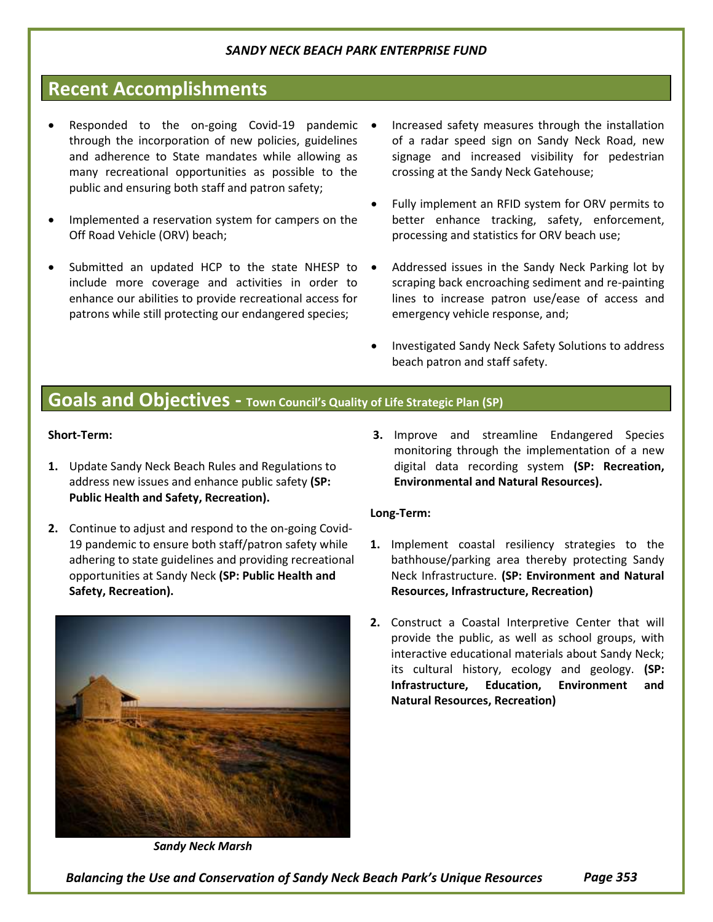## Recent Accomplishments

- Responded to the on-going Covid-19 pandemic through the incorporation of new policies, guidelines and adherence to State mandates while allowing as many recreational opportunities as possible to the public and ensuring both staff and patron safety;
- Implemented a reservation system for campers on the Off Road Vehicle (ORV) beach;
- Submitted an updated HCP to the state NHESP to include more coverage and activities in order to enhance our abilities to provide recreational access for patrons while still protecting our endangered species;
- Increased safety measures through the installation of a radar speed sign on Sandy Neck Road, new signage and increased visibility for pedestrian crossing at the Sandy Neck Gatehouse;
- Fully implement an RFID system for ORV permits to better enhance tracking, safety, enforcement, processing and statistics for ORV beach use;
- Addressed issues in the Sandy Neck Parking lot by scraping back encroaching sediment and re-painting lines to increase patron use/ease of access and emergency vehicle response, and;
- Investigated Sandy Neck Safety Solutions to address beach patron and staff safety.

## Goals and Objectives - Town Council's Quality of Life Strategic Plan (SP)

**Short-Term:**

1. Update Sandy Neck Beach Rules and Regulations to address new issues and enhance public safety **(SP: Public Health and Safety, Recreation).**
2. Continue to adjust and respond to the on-going Covid-19 pandemic to ensure both staff/patron safety while adhering to state guidelines and providing recreational opportunities at Sandy Neck **(SP: Public Health and Safety, Recreation).**
3. Improve and streamline Endangered Species monitoring through the implementation of a new digital data recording system **(SP: Recreation, Environmental and Natural Resources).**

*Sandy Neck Marsh*

**Long-Term:**

1. Implement coastal resiliency strategies to the bathhouse/parking area thereby protecting Sandy Neck Infrastructure. **(SP: Environment and Natural Resources, Infrastructure, Recreation)**
2. Construct a Coastal Interpretive Center that will provide the public, as well as school groups, with interactive educational materials about Sandy Neck; its cultural history, ecology and geology. **(SP: Infrastructure, Education, Environment and Natural Resources, Recreation)**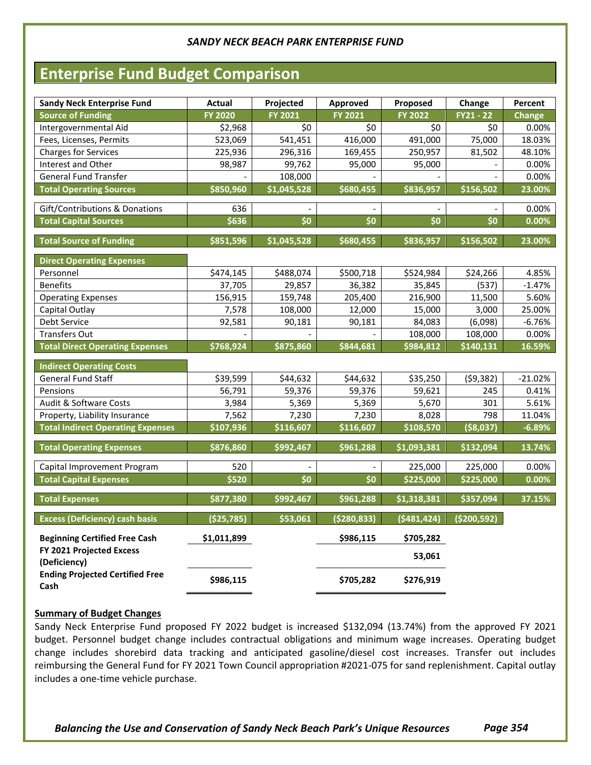*SANDY NECK BEACH PARK ENTERPRISE FUND*

# Enterprise Fund Budget Comparison

| Sandy Neck Enterprise Fund | Actual | Projected | Approved | Proposed | Change | Percent |
|---|---|---|---|---|---|---|
| **Source of Funding** | **FY 2020** | **FY 2021** | **FY 2021** | **FY 2022** | **FY21 - 22** | **Change** |
| Intergovernmental Aid | $2,968 | $0 | $0 | $0 | $0 | 0.00% |
| Fees, Licenses, Permits | 523,069 | 541,451 | 416,000 | 491,000 | 75,000 | 18.03% |
| Charges for Services | 225,936 | 296,316 | 169,455 | 250,957 | 81,502 | 48.10% |
| Interest and Other | 98,987 | 99,762 | 95,000 | 95,000 | - | 0.00% |
| General Fund Transfer | - | 108,000 | - | - | - | 0.00% |
| **Total Operating Sources** | **$850,960** | **$1,045,528** | **$680,455** | **$836,957** | **$156,502** | **23.00%** |
| Gift/Contributions & Donations | 636 | - | - | - | - | 0.00% |
| **Total Capital Sources** | **$636** | **$0** | **$0** | **$0** | **$0** | **0.00%** |
| **Total Source of Funding** | **$851,596** | **$1,045,528** | **$680,455** | **$836,957** | **$156,502** | **23.00%** |
| **Direct Operating Expenses** | | | | | | |
| Personnel | $474,145 | $488,074 | $500,718 | $524,984 | $24,266 | 4.85% |
| Benefits | 37,705 | 29,857 | 36,382 | 35,845 | (537) | -1.47% |
| Operating Expenses | 156,915 | 159,748 | 205,400 | 216,900 | 11,500 | 5.60% |
| Capital Outlay | 7,578 | 108,000 | 12,000 | 15,000 | 3,000 | 25.00% |
| Debt Service | 92,581 | 90,181 | 90,181 | 84,083 | (6,098) | -6.76% |
| Transfers Out | - | - | - | 108,000 | 108,000 | 0.00% |
| **Total Direct Operating Expenses** | **$768,924** | **$875,860** | **$844,681** | **$984,812** | **$140,131** | **16.59%** |
| **Indirect Operating Costs** | | | | | | |
| General Fund Staff | $39,599 | $44,632 | $44,632 | $35,250 | ($9,382) | -21.02% |
| Pensions | 56,791 | 59,376 | 59,376 | 59,621 | 245 | 0.41% |
| Audit & Software Costs | 3,984 | 5,369 | 5,369 | 5,670 | 301 | 5.61% |
| Property, Liability Insurance | 7,562 | 7,230 | 7,230 | 8,028 | 798 | 11.04% |
| **Total Indirect Operating Expenses** | **$107,936** | **$116,607** | **$116,607** | **$108,570** | **($8,037)** | **-6.89%** |
| **Total Operating Expenses** | **$876,860** | **$992,467** | **$961,288** | **$1,093,381** | **$132,094** | **13.74%** |
| Capital Improvement Program | 520 | - | - | 225,000 | 225,000 | 0.00% |
| **Total Capital Expenses** | **$520** | **$0** | **$0** | **$225,000** | **$225,000** | **0.00%** |
| **Total Expenses** | **$877,380** | **$992,467** | **$961,288** | **$1,318,381** | **$357,094** | **37.15%** |
| **Excess (Deficiency) cash basis** | **($25,785)** | **$53,061** | **($280,833)** | **($481,424)** | **($200,592)** | |
| **Beginning Certified Free Cash** | **$1,011,899** | | **$986,115** | **$705,282** | | |
| **FY 2021 Projected Excess (Deficiency)** | | | | **53,061** | | |
| **Ending Projected Certified Free Cash** | **$986,115** | | **$705,282** | **$276,919** | | |

**Summary of Budget Changes**

Sandy Neck Enterprise Fund proposed FY 2022 budget is increased $132,094 (13.74%) from the approved FY 2021 budget. Personnel budget change includes contractual obligations and minimum wage increases. Operating budget change includes shorebird data tracking and anticipated gasoline/diesel cost increases. Transfer out includes reimbursing the General Fund for FY 2021 Town Council appropriation #2021-075 for sand replenishment. Capital outlay includes a one-time vehicle purchase.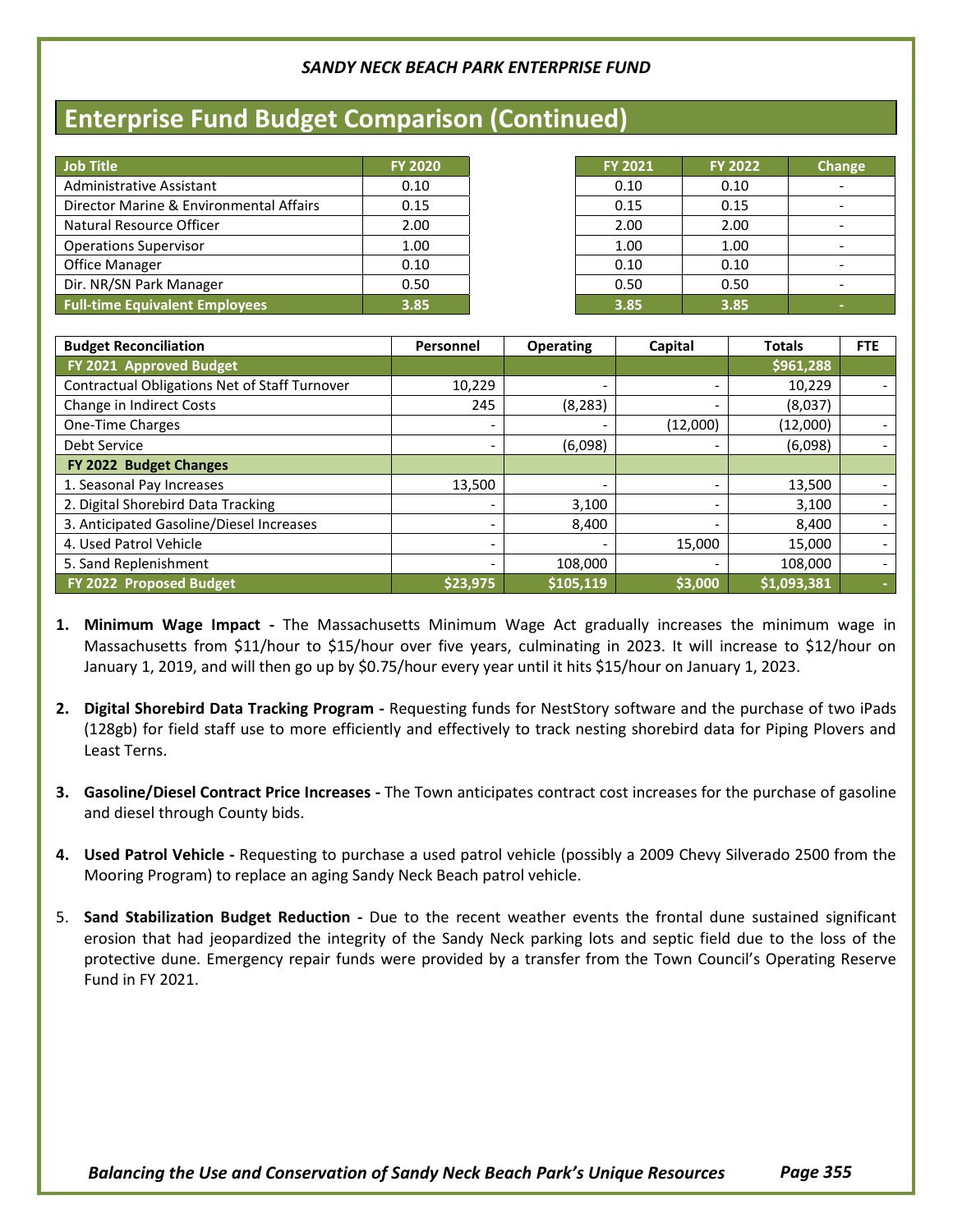*SANDY NECK BEACH PARK ENTERPRISE FUND*

# Enterprise Fund Budget Comparison (Continued)

| Job Title | FY 2020 | FY 2021 | FY 2022 | Change |
|---|---|---|---|---|
| Administrative Assistant | 0.10 | 0.10 | 0.10 | - |
| Director Marine & Environmental Affairs | 0.15 | 0.15 | 0.15 | - |
| Natural Resource Officer | 2.00 | 2.00 | 2.00 | - |
| Operations Supervisor | 1.00 | 1.00 | 1.00 | - |
| Office Manager | 0.10 | 0.10 | 0.10 | - |
| Dir. NR/SN Park Manager | 0.50 | 0.50 | 0.50 | - |
| **Full-time Equivalent Employees** | **3.85** | **3.85** | **3.85** | **-** |

| Budget Reconciliation | Personnel | Operating | Capital | Totals | FTE |
|---|---|---|---|---|---|
| **FY 2021 Approved Budget** | | | | **$961,288** | |
| Contractual Obligations Net of Staff Turnover | 10,229 | - | - | 10,229 | - |
| Change in Indirect Costs | 245 | (8,283) | - | (8,037) | |
| One-Time Charges | - | - | (12,000) | (12,000) | - |
| Debt Service | - | (6,098) | - | (6,098) | - |
| **FY 2022 Budget Changes** | | | | | |
| 1. Seasonal Pay Increases | 13,500 | - | - | 13,500 | - |
| 2. Digital Shorebird Data Tracking | - | 3,100 | - | 3,100 | - |
| 3. Anticipated Gasoline/Diesel Increases | - | 8,400 | - | 8,400 | - |
| 4. Used Patrol Vehicle | - | - | 15,000 | 15,000 | - |
| 5. Sand Replenishment | - | 108,000 | - | 108,000 | - |
| **FY 2022 Proposed Budget** | **$23,975** | **$105,119** | **$3,000** | **$1,093,381** | **-** |

1. **Minimum Wage Impact -** The Massachusetts Minimum Wage Act gradually increases the minimum wage in Massachusetts from $11/hour to $15/hour over five years, culminating in 2023. It will increase to $12/hour on January 1, 2019, and will then go up by $0.75/hour every year until it hits $15/hour on January 1, 2023.

2. **Digital Shorebird Data Tracking Program -** Requesting funds for NestStory software and the purchase of two iPads (128gb) for field staff use to more efficiently and effectively to track nesting shorebird data for Piping Plovers and Least Terns.

3. **Gasoline/Diesel Contract Price Increases -** The Town anticipates contract cost increases for the purchase of gasoline and diesel through County bids.

4. **Used Patrol Vehicle -** Requesting to purchase a used patrol vehicle (possibly a 2009 Chevy Silverado 2500 from the Mooring Program) to replace an aging Sandy Neck Beach patrol vehicle.

5. **Sand Stabilization Budget Reduction -** Due to the recent weather events the frontal dune sustained significant erosion that had jeopardized the integrity of the Sandy Neck parking lots and septic field due to the loss of the protective dune. Emergency repair funds were provided by a transfer from the Town Council's Operating Reserve Fund in FY 2021.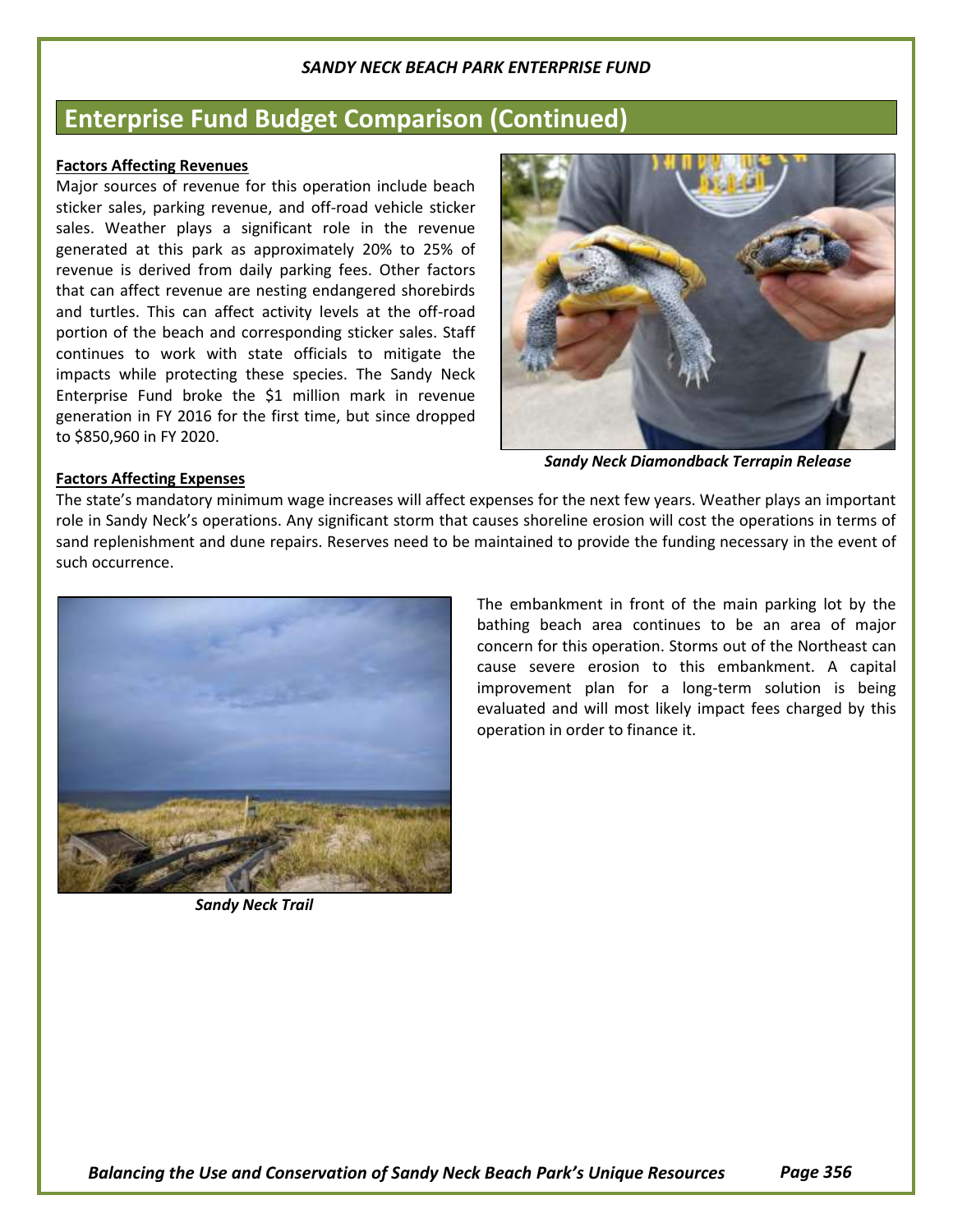## Enterprise Fund Budget Comparison (Continued)

**Factors Affecting Revenues**

Major sources of revenue for this operation include beach sticker sales, parking revenue, and off-road vehicle sticker sales. Weather plays a significant role in the revenue generated at this park as approximately 20% to 25% of revenue is derived from daily parking fees. Other factors that can affect revenue are nesting endangered shorebirds and turtles. This can affect activity levels at the off-road portion of the beach and corresponding sticker sales. Staff continues to work with state officials to mitigate the impacts while protecting these species. The Sandy Neck Enterprise Fund broke the $1 million mark in revenue generation in FY 2016 for the first time, but since dropped to $850,960 in FY 2020.

*Sandy Neck Diamondback Terrapin Release*

**Factors Affecting Expenses**

The state's mandatory minimum wage increases will affect expenses for the next few years. Weather plays an important role in Sandy Neck's operations. Any significant storm that causes shoreline erosion will cost the operations in terms of sand replenishment and dune repairs. Reserves need to be maintained to provide the funding necessary in the event of such occurrence.

*Sandy Neck Trail*

The embankment in front of the main parking lot by the bathing beach area continues to be an area of major concern for this operation. Storms out of the Northeast can cause severe erosion to this embankment. A capital improvement plan for a long-term solution is being evaluated and will most likely impact fees charged by this operation in order to finance it.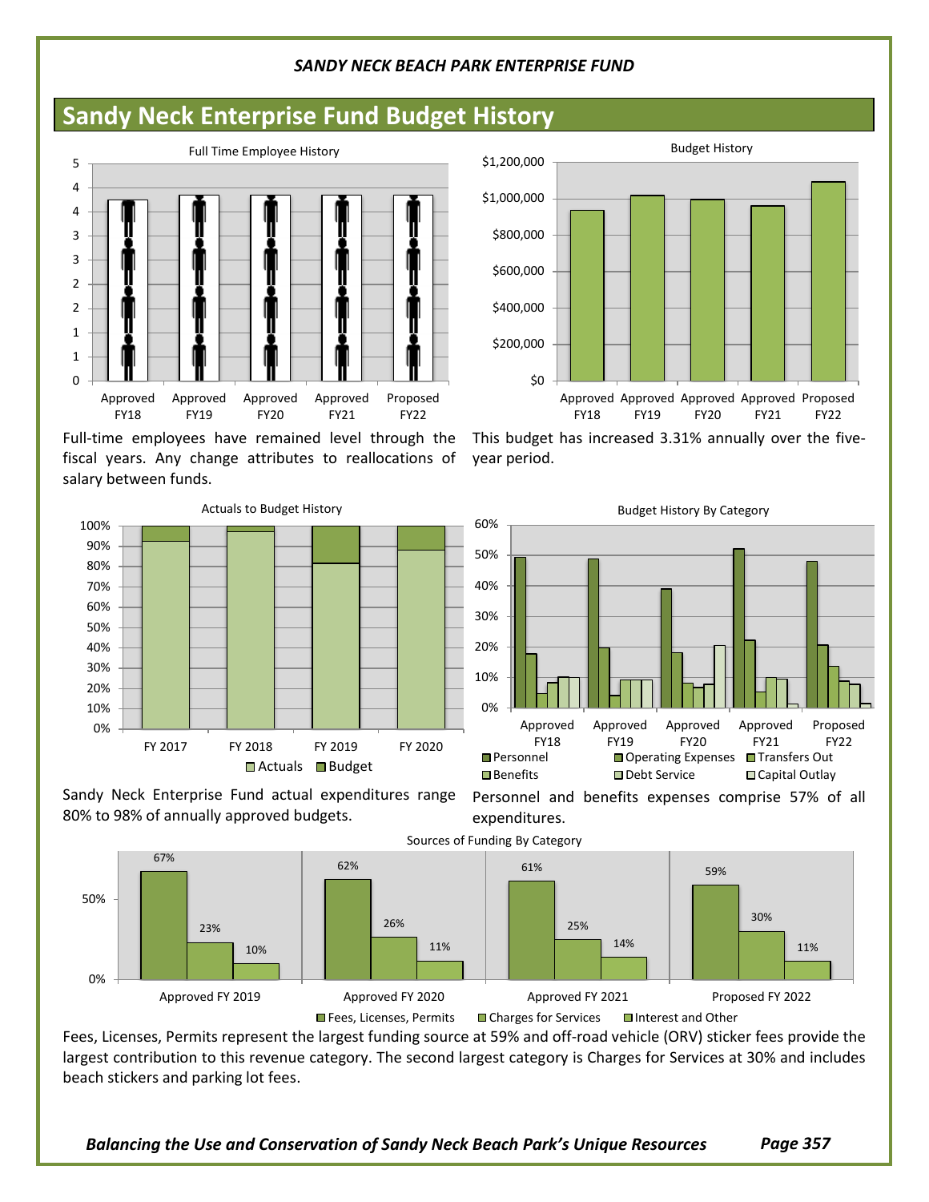## Sandy Neck Enterprise Fund Budget History

Full Time Employee History

Full-time employees have remained level through the fiscal years. Any change attributes to reallocations of salary between funds.

Budget History

This budget has increased 3.31% annually over the five-year period.

Actuals to Budget History

Sandy Neck Enterprise Fund actual expenditures range 80% to 98% of annually approved budgets.

Budget History By Category

Personnel and benefits expenses comprise 57% of all expenditures.

Sources of Funding By Category

| | Fees, Licenses, Permits | Charges for Services | Interest and Other |
|---|---|---|---|
| Approved FY 2019 | 67% | 23% | 10% |
| Approved FY 2020 | 62% | 26% | 11% |
| Approved FY 2021 | 61% | 25% | 14% |
| Proposed FY 2022 | 59% | 30% | 11% |

Fees, Licenses, Permits represent the largest funding source at 59% and off-road vehicle (ORV) sticker fees provide the largest contribution to this revenue category. The second largest category is Charges for Services at 30% and includes beach stickers and parking lot fees.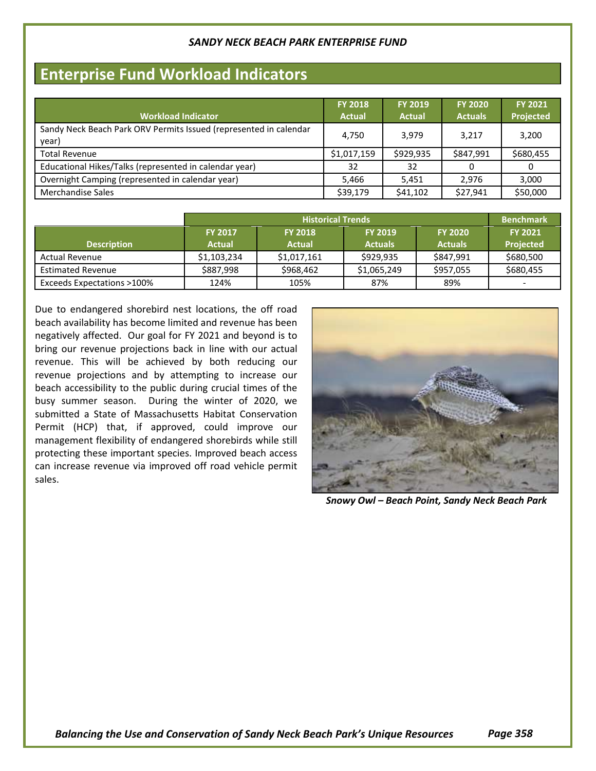*SANDY NECK BEACH PARK ENTERPRISE FUND*

## Enterprise Fund Workload Indicators

| Workload Indicator | FY 2018 Actual | FY 2019 Actual | FY 2020 Actuals | FY 2021 Projected |
|---|---|---|---|---|
| Sandy Neck Beach Park ORV Permits Issued (represented in calendar year) | 4,750 | 3,979 | 3,217 | 3,200 |
| Total Revenue | $1,017,159 | $929,935 | $847,991 | $680,455 |
| Educational Hikes/Talks (represented in calendar year) | 32 | 32 | 0 | 0 |
| Overnight Camping (represented in calendar year) | 5,466 | 5,451 | 2,976 | 3,000 |
| Merchandise Sales | $39,179 | $41,102 | $27,941 | $50,000 |

| | Historical Trends | | | | Benchmark |
|---|---|---|---|---|---|
| Description | FY 2017 Actual | FY 2018 Actual | FY 2019 Actuals | FY 2020 Actuals | FY 2021 Projected |
| Actual Revenue | $1,103,234 | $1,017,161 | $929,935 | $847,991 | $680,500 |
| Estimated Revenue | $887,998 | $968,462 | $1,065,249 | $957,055 | $680,455 |
| Exceeds Expectations >100% | 124% | 105% | 87% | 89% | - |

Due to endangered shorebird nest locations, the off road beach availability has become limited and revenue has been negatively affected. Our goal for FY 2021 and beyond is to bring our revenue projections back in line with our actual revenue. This will be achieved by both reducing our revenue projections and by attempting to increase our beach accessibility to the public during crucial times of the busy summer season. During the winter of 2020, we submitted a State of Massachusetts Habitat Conservation Permit (HCP) that, if approved, could improve our management flexibility of endangered shorebirds while still protecting these important species. Improved beach access can increase revenue via improved off road vehicle permit sales.

*Snowy Owl – Beach Point, Sandy Neck Beach Park*

*Balancing the Use and Conservation of Sandy Neck Beach Park's Unique Resources*